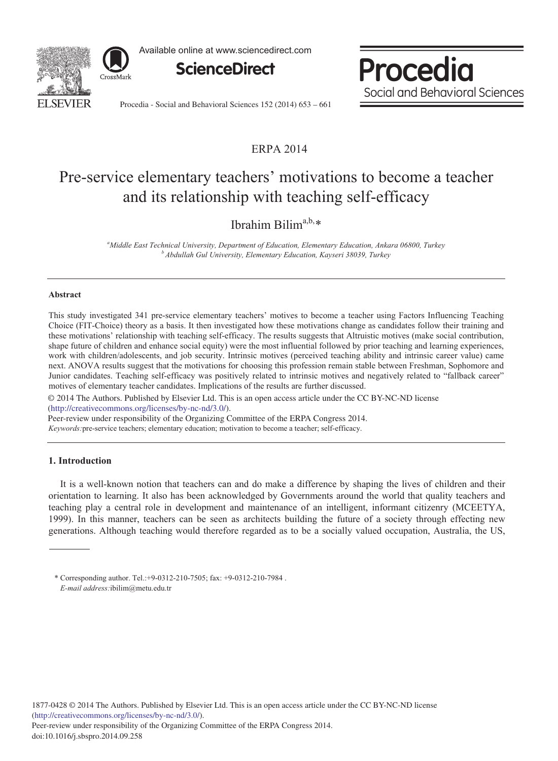ERPA 2014

# Pre-service elementary teachers' motivations to become a teacher and its relationship with teaching self-efficacy

Ibrahim Bilim[a,b,*]

[a]*Middle East Technical University, Department of Education, Elementary Education, Ankara 06800, Turkey*
[b]*Abdullah Gul University, Elementary Education, Kayseri 38039, Turkey*

---

## Abstract

This study investigated 341 pre-service elementary teachers' motives to become a teacher using Factors Influencing Teaching Choice (FIT-Choice) theory as a basis. It then investigated how these motivations change as candidates follow their training and these motivations' relationship with teaching self-efficacy. The results suggests that Altruistic motives (make social contribution, shape future of children and enhance social equity) were the most influential followed by prior teaching and learning experiences, work with children/adolescents, and job security. Intrinsic motives (perceived teaching ability and intrinsic career value) came next. ANOVA results suggest that the motivations for choosing this profession remain stable between Freshman, Sophomore and Junior candidates. Teaching self-efficacy was positively related to intrinsic motives and negatively related to "fallback career" motives of elementary teacher candidates. Implications of the results are further discussed.

© 2014 The Authors. Published by Elsevier Ltd. This is an open access article under the CC BY-NC-ND license (http://creativecommons.org/licenses/by-nc-nd/3.0/).

Peer-review under responsibility of the Organizing Committee of the ERPA Congress 2014.

*Keywords:* pre-service teachers; elementary education; motivation to become a teacher; self-efficacy.

---

## 1. Introduction

It is a well-known notion that teachers can and do make a difference by shaping the lives of children and their orientation to learning. It also has been acknowledged by Governments around the world that quality teachers and teaching play a central role in development and maintenance of an intelligent, informant citizenry (MCEETYA, 1999). In this manner, teachers can be seen as architects building the future of a society through effecting new generations. Although teaching would therefore regarded as to be a socially valued occupation, Australia, the US,

---

\* Corresponding author. Tel.:+9-0312-210-7505; fax: +9-0312-210-7984 .
*E-mail address:* ibilim@metu.edu.tr

1877-0428 © 2014 The Authors. Published by Elsevier Ltd. This is an open access article under the CC BY-NC-ND license (http://creativecommons.org/licenses/by-nc-nd/3.0/).
Peer-review under responsibility of the Organizing Committee of the ERPA Congress 2014.
doi:10.1016/j.sbspro.2014.09.258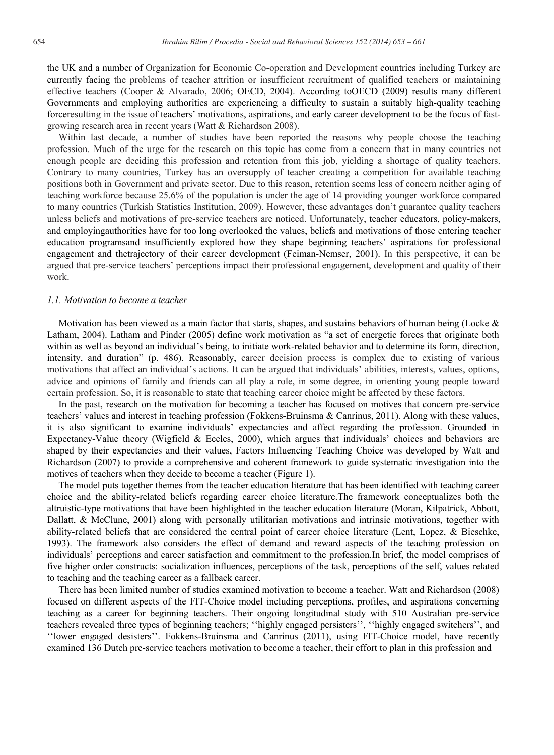the UK and a number of Organization for Economic Co-operation and Development countries including Turkey are currently facing the problems of teacher attrition or insufficient recruitment of qualified teachers or maintaining effective teachers (Cooper & Alvarado, 2006; OECD, 2004). According toOECD (2009) results many different Governments and employing authorities are experiencing a difficulty to sustain a suitably high-quality teaching forceresulting in the issue of teachers' motivations, aspirations, and early career development to be the focus of fast-growing research area in recent years (Watt & Richardson 2008).

Within last decade, a number of studies have been reported the reasons why people choose the teaching profession. Much of the urge for the research on this topic has come from a concern that in many countries not enough people are deciding this profession and retention from this job, yielding a shortage of quality teachers. Contrary to many countries, Turkey has an oversupply of teacher creating a competition for available teaching positions both in Government and private sector. Due to this reason, retention seems less of concern neither aging of teaching workforce because 25.6% of the population is under the age of 14 providing younger workforce compared to many countries (Turkish Statistics Institution, 2009). However, these advantages don't guarantee quality teachers unless beliefs and motivations of pre-service teachers are noticed. Unfortunately, teacher educators, policy-makers, and employingauthorities have for too long overlooked the values, beliefs and motivations of those entering teacher education programsand insufficiently explored how they shape beginning teachers' aspirations for professional engagement and thetrajectory of their career development (Feiman-Nemser, 2001). In this perspective, it can be argued that pre-service teachers' perceptions impact their professional engagement, development and quality of their work.

### *1.1. Motivation to become a teacher*

Motivation has been viewed as a main factor that starts, shapes, and sustains behaviors of human being (Locke & Latham, 2004). Latham and Pinder (2005) define work motivation as "a set of energetic forces that originate both within as well as beyond an individual's being, to initiate work-related behavior and to determine its form, direction, intensity, and duration" (p. 486). Reasonably, career decision process is complex due to existing of various motivations that affect an individual's actions. It can be argued that individuals' abilities, interests, values, options, advice and opinions of family and friends can all play a role, in some degree, in orienting young people toward certain profession. So, it is reasonable to state that teaching career choice might be affected by these factors.

In the past, research on the motivation for becoming a teacher has focused on motives that concern pre-service teachers' values and interest in teaching profession (Fokkens-Bruinsma & Canrinus, 2011). Along with these values, it is also significant to examine individuals' expectancies and affect regarding the profession. Grounded in Expectancy-Value theory (Wigfield & Eccles, 2000), which argues that individuals' choices and behaviors are shaped by their expectancies and their values, Factors Influencing Teaching Choice was developed by Watt and Richardson (2007) to provide a comprehensive and coherent framework to guide systematic investigation into the motives of teachers when they decide to become a teacher (Figure 1).

The model puts together themes from the teacher education literature that has been identified with teaching career choice and the ability-related beliefs regarding career choice literature.The framework conceptualizes both the altruistic-type motivations that have been highlighted in the teacher education literature (Moran, Kilpatrick, Abbott, Dallatt, & McClune, 2001) along with personally utilitarian motivations and intrinsic motivations, together with ability-related beliefs that are considered the central point of career choice literature (Lent, Lopez, & Bieschke, 1993). The framework also considers the effect of demand and reward aspects of the teaching profession on individuals' perceptions and career satisfaction and commitment to the profession.In brief, the model comprises of five higher order constructs: socialization influences, perceptions of the task, perceptions of the self, values related to teaching and the teaching career as a fallback career.

There has been limited number of studies examined motivation to become a teacher. Watt and Richardson (2008) focused on different aspects of the FIT-Choice model including perceptions, profiles, and aspirations concerning teaching as a career for beginning teachers. Their ongoing longitudinal study with 510 Australian pre-service teachers revealed three types of beginning teachers; ''highly engaged persisters'', ''highly engaged switchers'', and ''lower engaged desisters''. Fokkens-Bruinsma and Canrinus (2011), using FIT-Choice model, have recently examined 136 Dutch pre-service teachers motivation to become a teacher, their effort to plan in this profession and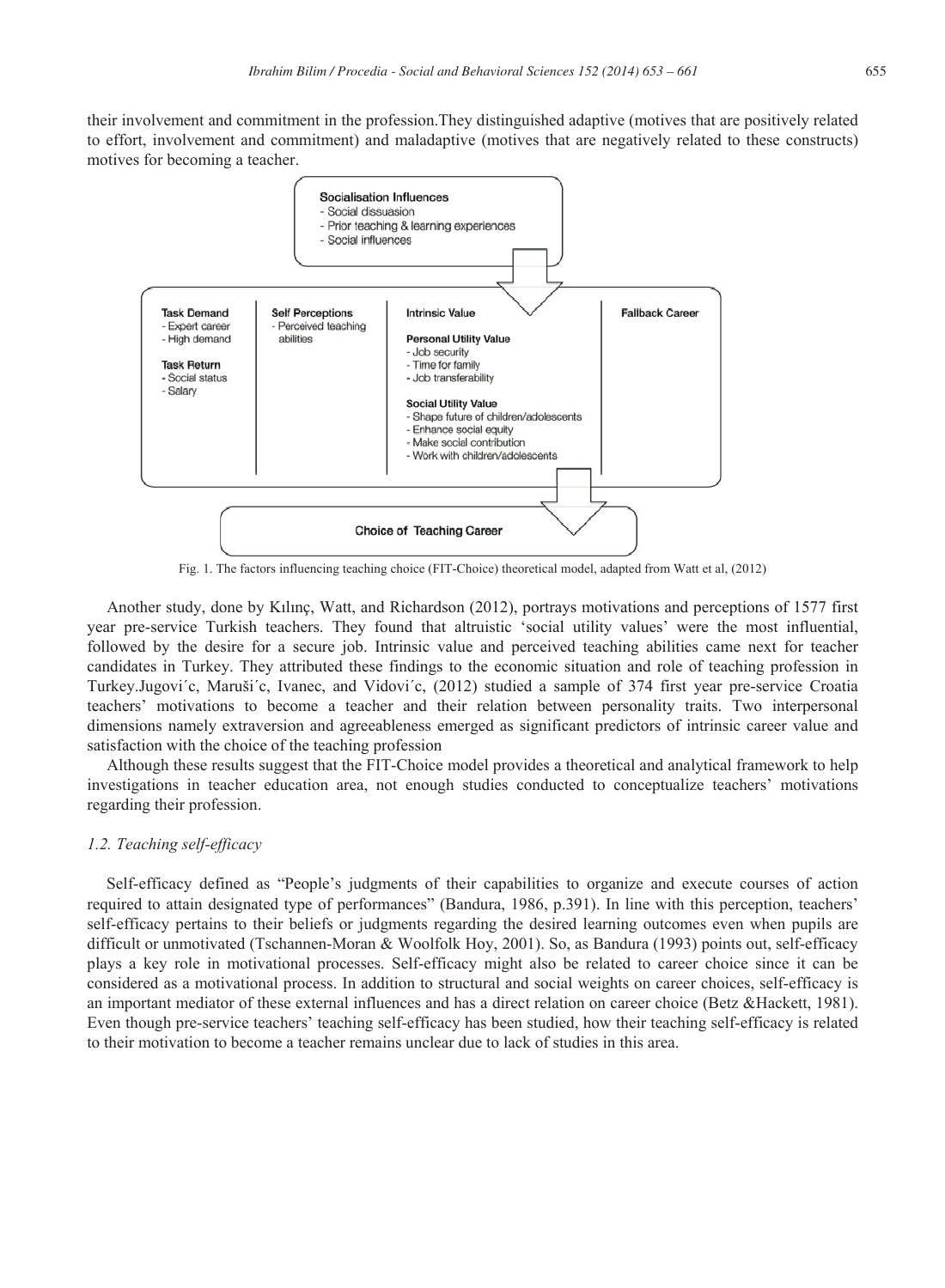their involvement and commitment in the profession.They distinguished adaptive (motives that are positively related to effort, involvement and commitment) and maladaptive (motives that are negatively related to these constructs) motives for becoming a teacher.

**Socialisation Influences**
- Social dissuasion
- Prior teaching & learning experiences
- Social influences

**Task Demand**
- Expert career
- High demand

**Task Return**
- Social status
- Salary

**Self Perceptions**
- Perceived teaching abilities

**Intrinsic Value**

**Personal Utility Value**
- Job security
- Time for family
- Job transferability

**Social Utility Value**
- Shape future of children/adolescents
- Enhance social equity
- Make social contribution
- Work with children/adolescents

**Fallback Career**

**Choice of Teaching Career**

Fig. 1. The factors influencing teaching choice (FIT-Choice) theoretical model, adapted from Watt et al, (2012)

Another study, done by Kılınç, Watt, and Richardson (2012), portrays motivations and perceptions of 1577 first year pre-service Turkish teachers. They found that altruistic 'social utility values' were the most influential, followed by the desire for a secure job. Intrinsic value and perceived teaching abilities came next for teacher candidates in Turkey. They attributed these findings to the economic situation and role of teaching profession in Turkey.Jugovi´c, Maruši´c, Ivanec, and Vidovi´c, (2012) studied a sample of 374 first year pre-service Croatia teachers' motivations to become a teacher and their relation between personality traits. Two interpersonal dimensions namely extraversion and agreeableness emerged as significant predictors of intrinsic career value and satisfaction with the choice of the teaching profession

Although these results suggest that the FIT-Choice model provides a theoretical and analytical framework to help investigations in teacher education area, not enough studies conducted to conceptualize teachers' motivations regarding their profession.

### *1.2. Teaching self-efficacy*

Self-efficacy defined as "People's judgments of their capabilities to organize and execute courses of action required to attain designated type of performances" (Bandura, 1986, p.391). In line with this perception, teachers' self-efficacy pertains to their beliefs or judgments regarding the desired learning outcomes even when pupils are difficult or unmotivated (Tschannen-Moran & Woolfolk Hoy, 2001). So, as Bandura (1993) points out, self-efficacy plays a key role in motivational processes. Self-efficacy might also be related to career choice since it can be considered as a motivational process. In addition to structural and social weights on career choices, self-efficacy is an important mediator of these external influences and has a direct relation on career choice (Betz &Hackett, 1981). Even though pre-service teachers' teaching self-efficacy has been studied, how their teaching self-efficacy is related to their motivation to become a teacher remains unclear due to lack of studies in this area.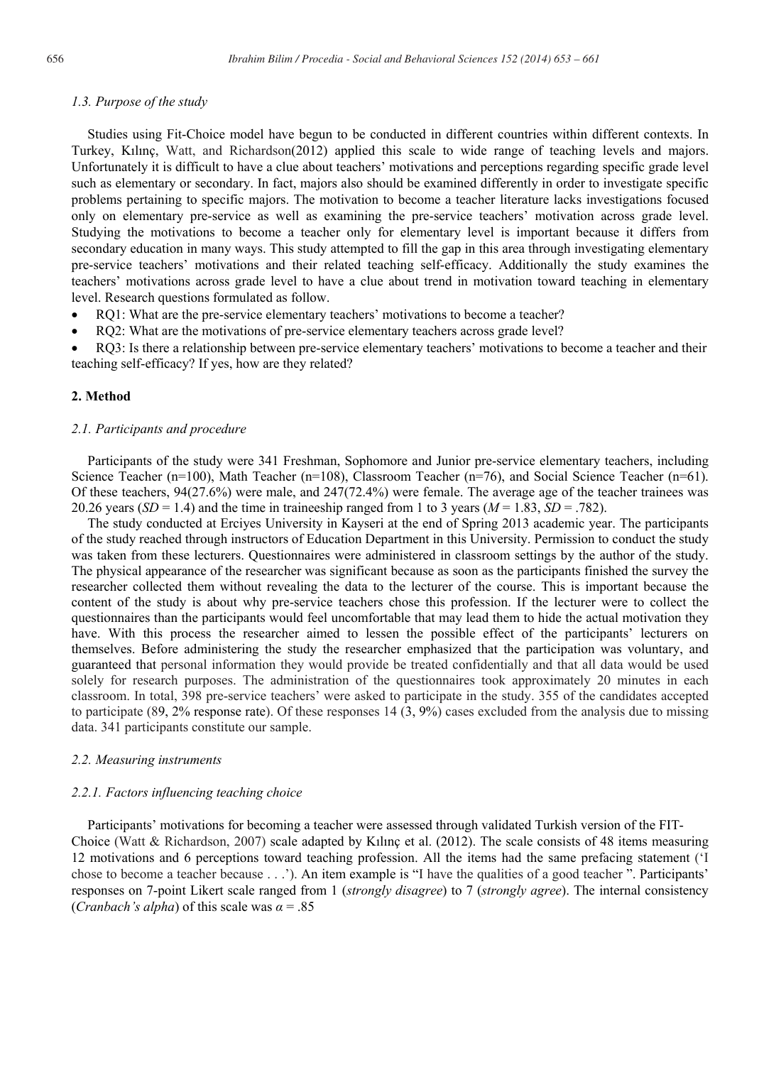### *1.3. Purpose of the study*

Studies using Fit-Choice model have begun to be conducted in different countries within different contexts. In Turkey, Kılınç, Watt, and Richardson(2012) applied this scale to wide range of teaching levels and majors. Unfortunately it is difficult to have a clue about teachers' motivations and perceptions regarding specific grade level such as elementary or secondary. In fact, majors also should be examined differently in order to investigate specific problems pertaining to specific majors. The motivation to become a teacher literature lacks investigations focused only on elementary pre-service as well as examining the pre-service teachers' motivation across grade level. Studying the motivations to become a teacher only for elementary level is important because it differs from secondary education in many ways. This study attempted to fill the gap in this area through investigating elementary pre-service teachers' motivations and their related teaching self-efficacy. Additionally the study examines the teachers' motivations across grade level to have a clue about trend in motivation toward teaching in elementary level. Research questions formulated as follow.

- RQ1: What are the pre-service elementary teachers' motivations to become a teacher?
- RQ2: What are the motivations of pre-service elementary teachers across grade level?
- RQ3: Is there a relationship between pre-service elementary teachers' motivations to become a teacher and their teaching self-efficacy? If yes, how are they related?

## 2. Method

### *2.1. Participants and procedure*

Participants of the study were 341 Freshman, Sophomore and Junior pre-service elementary teachers, including Science Teacher (n=100), Math Teacher (n=108), Classroom Teacher (n=76), and Social Science Teacher (n=61). Of these teachers, 94(27.6%) were male, and 247(72.4%) were female. The average age of the teacher trainees was 20.26 years (*SD* = 1.4) and the time in traineeship ranged from 1 to 3 years (*M* = 1.83, *SD* = .782).

The study conducted at Erciyes University in Kayseri at the end of Spring 2013 academic year. The participants of the study reached through instructors of Education Department in this University. Permission to conduct the study was taken from these lecturers. Questionnaires were administered in classroom settings by the author of the study. The physical appearance of the researcher was significant because as soon as the participants finished the survey the researcher collected them without revealing the data to the lecturer of the course. This is important because the content of the study is about why pre-service teachers chose this profession. If the lecturer were to collect the questionnaires than the participants would feel uncomfortable that may lead them to hide the actual motivation they have. With this process the researcher aimed to lessen the possible effect of the participants' lecturers on themselves. Before administering the study the researcher emphasized that the participation was voluntary, and guaranteed that personal information they would provide be treated confidentially and that all data would be used solely for research purposes. The administration of the questionnaires took approximately 20 minutes in each classroom. In total, 398 pre-service teachers' were asked to participate in the study. 355 of the candidates accepted to participate (89, 2% response rate). Of these responses 14 (3, 9%) cases excluded from the analysis due to missing data. 341 participants constitute our sample.

### *2.2. Measuring instruments*

#### *2.2.1. Factors influencing teaching choice*

Participants' motivations for becoming a teacher were assessed through validated Turkish version of the FIT-Choice (Watt & Richardson, 2007) scale adapted by Kılınç et al. (2012). The scale consists of 48 items measuring 12 motivations and 6 perceptions toward teaching profession. All the items had the same prefacing statement ('I chose to become a teacher because . . .'). An item example is "I have the qualities of a good teacher ". Participants' responses on 7-point Likert scale ranged from 1 (*strongly disagree*) to 7 (*strongly agree*). The internal consistency (*Cranbach's alpha*) of this scale was $\alpha = .85$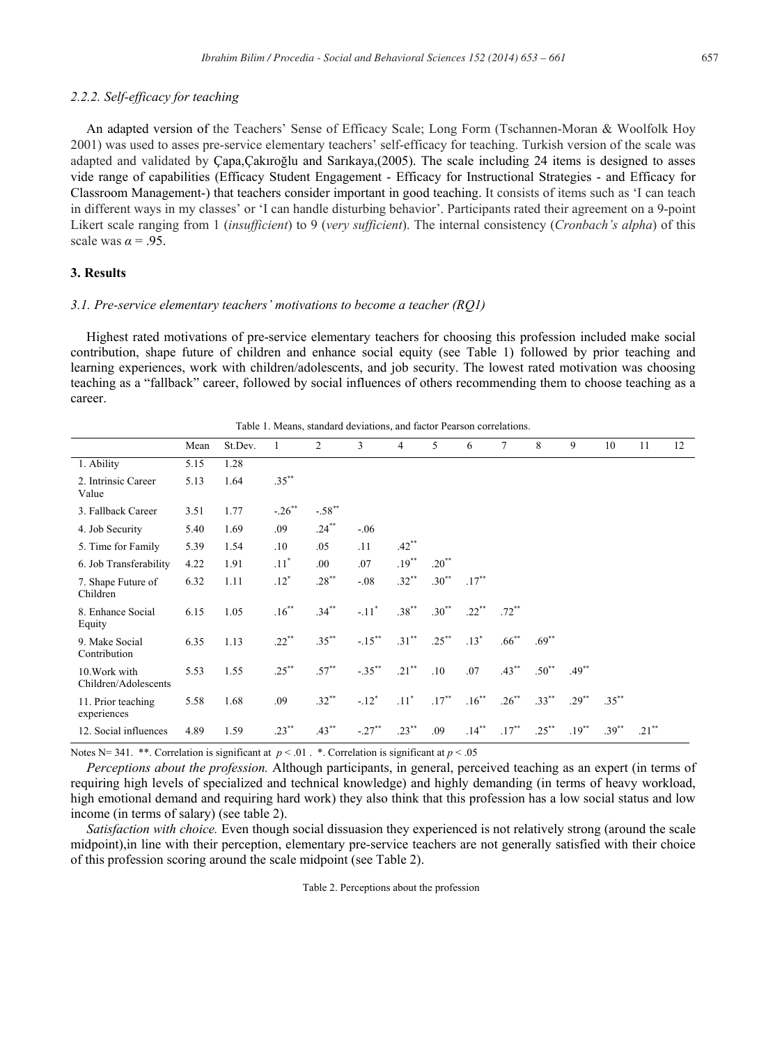### 2.2.2. Self-efficacy for teaching

An adapted version of the Teachers' Sense of Efficacy Scale; Long Form (Tschannen-Moran & Woolfolk Hoy 2001) was used to asses pre-service elementary teachers' self-efficacy for teaching. Turkish version of the scale was adapted and validated by Çapa,Çakıroğlu and Sarıkaya,(2005). The scale including 24 items is designed to asses vide range of capabilities (Efficacy Student Engagement - Efficacy for Instructional Strategies - and Efficacy for Classroom Management-) that teachers consider important in good teaching. It consists of items such as 'I can teach in different ways in my classes' or 'I can handle disturbing behavior'. Participants rated their agreement on a 9-point Likert scale ranging from 1 (*insufficient*) to 9 (*very sufficient*). The internal consistency (*Cronbach's alpha*) of this scale was $\alpha = .95$.

## 3. Results

### 3.1. Pre-service elementary teachers' motivations to become a teacher (RQ1)

Highest rated motivations of pre-service elementary teachers for choosing this profession included make social contribution, shape future of children and enhance social equity (see Table 1) followed by prior teaching and learning experiences, work with children/adolescents, and job security. The lowest rated motivation was choosing teaching as a "fallback" career, followed by social influences of others recommending them to choose teaching as a career.

Table 1. Means, standard deviations, and factor Pearson correlations.

| | Mean | St.Dev. | 1 | 2 | 3 | 4 | 5 | 6 | 7 | 8 | 9 | 10 | 11 | 12 |
|---|---|---|---|---|---|---|---|---|---|---|---|---|---|---|
| 1. Ability | 5.15 | 1.28 | | | | | | | | | | | | |
| 2. Intrinsic Career Value | 5.13 | 1.64 | .35** | | | | | | | | | | | |
| 3. Fallback Career | 3.51 | 1.77 | -.26** | -.58** | | | | | | | | | | |
| 4. Job Security | 5.40 | 1.69 | .09 | .24** | -.06 | | | | | | | | | |
| 5. Time for Family | 5.39 | 1.54 | .10 | .05 | .11 | .42** | | | | | | | | |
| 6. Job Transferability | 4.22 | 1.91 | .11* | .00 | .07 | .19** | .20** | | | | | | | |
| 7. Shape Future of Children | 6.32 | 1.11 | .12* | .28** | -.08 | .32** | .30** | .17** | | | | | | |
| 8. Enhance Social Equity | 6.15 | 1.05 | .16** | .34** | -.11* | .38** | .30** | .22** | .72** | | | | | |
| 9. Make Social Contribution | 6.35 | 1.13 | .22** | .35** | -.15** | .31** | .25** | .13* | .66** | .69** | | | | |
| 10.Work with Children/Adolescents | 5.53 | 1.55 | .25** | .57** | -.35** | .21** | .10 | .07 | .43** | .50** | .49** | | | |
| 11. Prior teaching experiences | 5.58 | 1.68 | .09 | .32** | -.12* | .11* | .17** | .16** | .26** | .33** | .29** | .35** | | |
| 12. Social influences | 4.89 | 1.59 | .23** | .43** | -.27** | .23** | .09 | .14** | .17** | .25** | .19** | .39** | .21** | |

Notes N= 341. **. Correlation is significant at $p < .01$ . *. Correlation is significant at $p < .05$

*Perceptions about the profession.* Although participants, in general, perceived teaching as an expert (in terms of requiring high levels of specialized and technical knowledge) and highly demanding (in terms of heavy workload, high emotional demand and requiring hard work) they also think that this profession has a low social status and low income (in terms of salary) (see table 2).

*Satisfaction with choice.* Even though social dissuasion they experienced is not relatively strong (around the scale midpoint),in line with their perception, elementary pre-service teachers are not generally satisfied with their choice of this profession scoring around the scale midpoint (see Table 2).

Table 2. Perceptions about the profession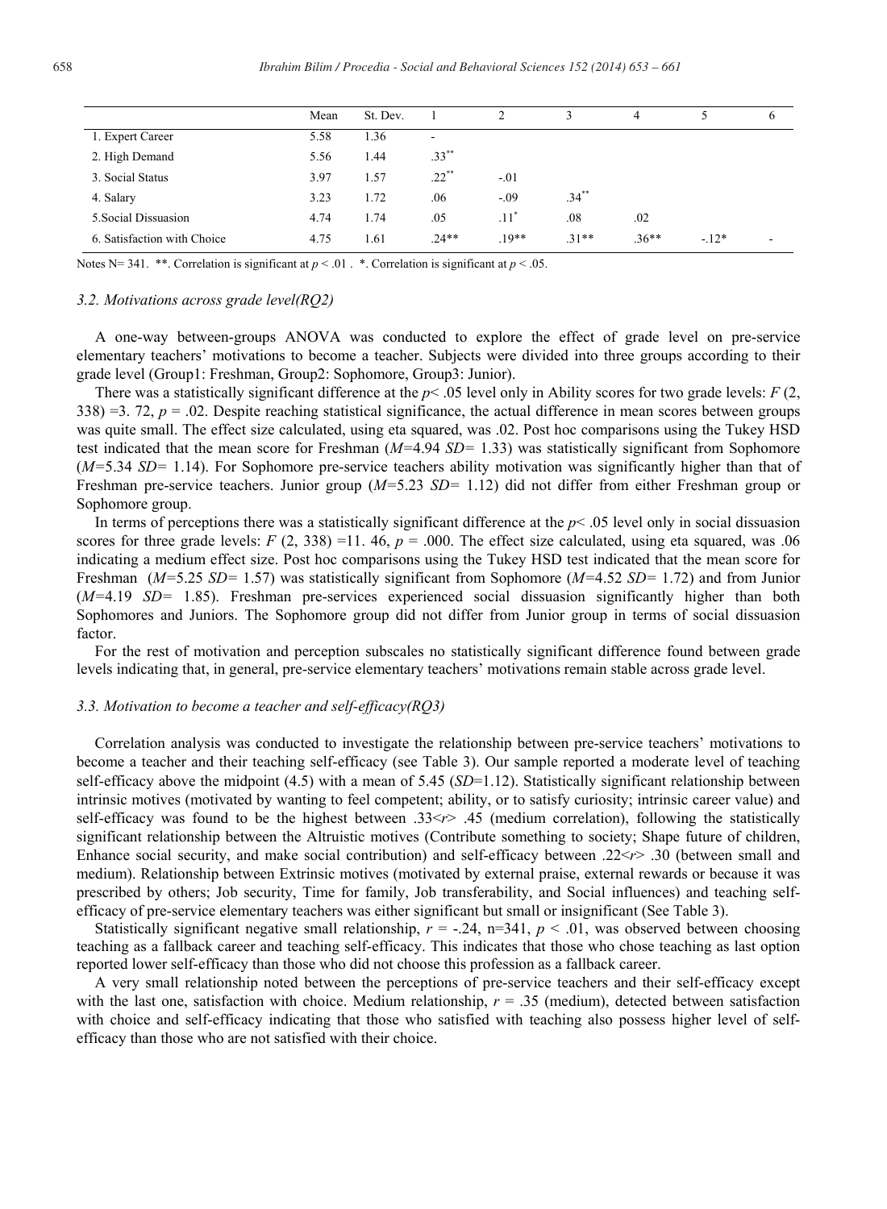| | Mean | St. Dev. | 1 | 2 | 3 | 4 | 5 | 6 |
|---|---|---|---|---|---|---|---|---|
| 1. Expert Career | 5.58 | 1.36 | - | | | | | |
| 2. High Demand | 5.56 | 1.44 | .33** | | | | | |
| 3. Social Status | 3.97 | 1.57 | .22** | -.01 | | | | |
| 4. Salary | 3.23 | 1.72 | .06 | -.09 | .34** | | | |
| 5.Social Dissuasion | 4.74 | 1.74 | .05 | .11* | .08 | .02 | | |
| 6. Satisfaction with Choice | 4.75 | 1.61 | .24** | .19** | .31** | .36** | -.12* | - |

Notes N= 341. **. Correlation is significant at $p < .01$ . *. Correlation is significant at $p < .05$.

### *3.2. Motivations across grade level(RQ2)*

A one-way between-groups ANOVA was conducted to explore the effect of grade level on pre-service elementary teachers' motivations to become a teacher. Subjects were divided into three groups according to their grade level (Group1: Freshman, Group2: Sophomore, Group3: Junior).

There was a statistically significant difference at the $p< .05$ level only in Ability scores for two grade levels: $F$ (2, 338) =3. 72, $p$ = .02. Despite reaching statistical significance, the actual difference in mean scores between groups was quite small. The effect size calculated, using eta squared, was .02. Post hoc comparisons using the Tukey HSD test indicated that the mean score for Freshman ($M$=4.94 $SD$= 1.33) was statistically significant from Sophomore ($M$=5.34 $SD$= 1.14). For Sophomore pre-service teachers ability motivation was significantly higher than that of Freshman pre-service teachers. Junior group ($M$=5.23 $SD$= 1.12) did not differ from either Freshman group or Sophomore group.

In terms of perceptions there was a statistically significant difference at the $p< .05$ level only in social dissuasion scores for three grade levels: $F$ (2, 338) =11. 46, $p$ = .000. The effect size calculated, using eta squared, was .06 indicating a medium effect size. Post hoc comparisons using the Tukey HSD test indicated that the mean score for Freshman ($M$=5.25 $SD$= 1.57) was statistically significant from Sophomore ($M$=4.52 $SD$= 1.72) and from Junior ($M$=4.19 $SD$= 1.85). Freshman pre-services experienced social dissuasion significantly higher than both Sophomores and Juniors. The Sophomore group did not differ from Junior group in terms of social dissuasion factor.

For the rest of motivation and perception subscales no statistically significant difference found between grade levels indicating that, in general, pre-service elementary teachers' motivations remain stable across grade level.

### *3.3. Motivation to become a teacher and self-efficacy(RQ3)*

Correlation analysis was conducted to investigate the relationship between pre-service teachers' motivations to become a teacher and their teaching self-efficacy (see Table 3). Our sample reported a moderate level of teaching self-efficacy above the midpoint (4.5) with a mean of 5.45 ($SD$=1.12). Statistically significant relationship between intrinsic motives (motivated by wanting to feel competent; ability, or to satisfy curiosity; intrinsic career value) and self-efficacy was found to be the highest between .33<$r$> .45 (medium correlation), following the statistically significant relationship between the Altruistic motives (Contribute something to society; Shape future of children, Enhance social security, and make social contribution) and self-efficacy between .22<$r$> .30 (between small and medium). Relationship between Extrinsic motives (motivated by external praise, external rewards or because it was prescribed by others; Job security, Time for family, Job transferability, and Social influences) and teaching self-efficacy of pre-service elementary teachers was either significant but small or insignificant (See Table 3).

Statistically significant negative small relationship, $r$ = -.24, n=341, $p$ < .01, was observed between choosing teaching as a fallback career and teaching self-efficacy. This indicates that those who chose teaching as last option reported lower self-efficacy than those who did not choose this profession as a fallback career.

A very small relationship noted between the perceptions of pre-service teachers and their self-efficacy except with the last one, satisfaction with choice. Medium relationship, $r$ = .35 (medium), detected between satisfaction with choice and self-efficacy indicating that those who satisfied with teaching also possess higher level of self-efficacy than those who are not satisfied with their choice.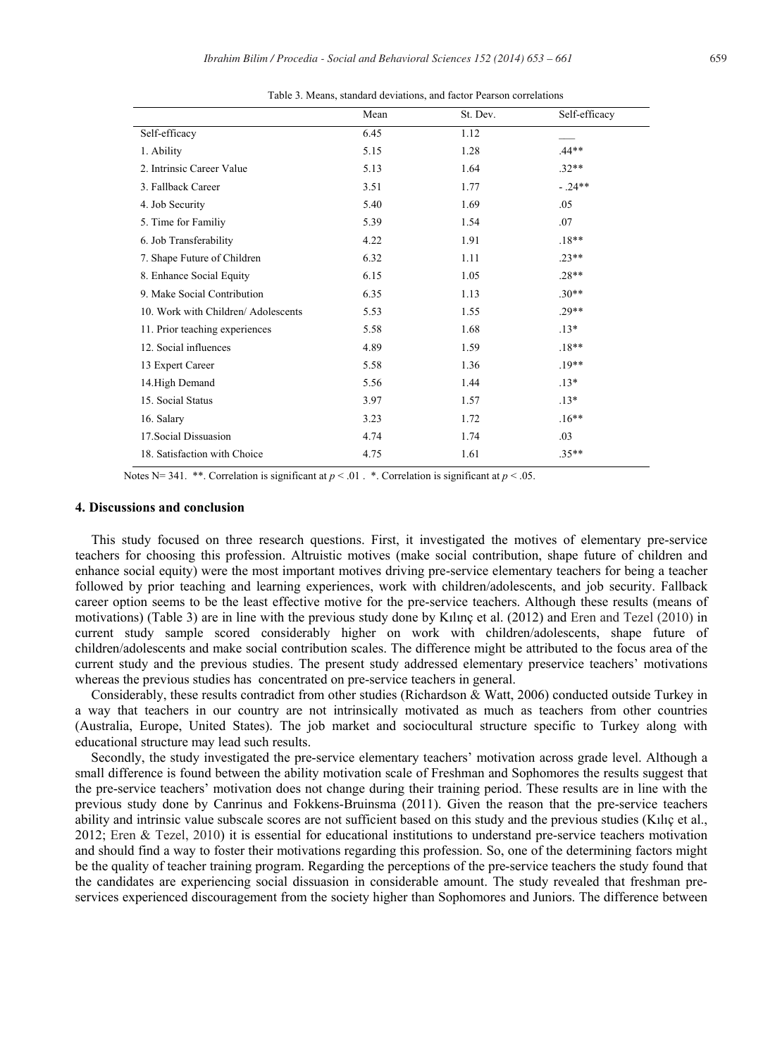Table 3. Means, standard deviations, and factor Pearson correlations

| | Mean | St. Dev. | Self-efficacy |
|---|---|---|---|
| Self-efficacy | 6.45 | 1.12 | ___ |
| 1. Ability | 5.15 | 1.28 | .44** |
| 2. Intrinsic Career Value | 5.13 | 1.64 | .32** |
| 3. Fallback Career | 3.51 | 1.77 | - .24** |
| 4. Job Security | 5.40 | 1.69 | .05 |
| 5. Time for Familiy | 5.39 | 1.54 | .07 |
| 6. Job Transferability | 4.22 | 1.91 | .18** |
| 7. Shape Future of Children | 6.32 | 1.11 | .23** |
| 8. Enhance Social Equity | 6.15 | 1.05 | .28** |
| 9. Make Social Contribution | 6.35 | 1.13 | .30** |
| 10. Work with Children/ Adolescents | 5.53 | 1.55 | .29** |
| 11. Prior teaching experiences | 5.58 | 1.68 | .13* |
| 12. Social influences | 4.89 | 1.59 | .18** |
| 13 Expert Career | 5.58 | 1.36 | .19** |
| 14.High Demand | 5.56 | 1.44 | .13* |
| 15. Social Status | 3.97 | 1.57 | .13* |
| 16. Salary | 3.23 | 1.72 | .16** |
| 17.Social Dissuasion | 4.74 | 1.74 | .03 |
| 18. Satisfaction with Choice | 4.75 | 1.61 | .35** |

Notes N= 341. **. Correlation is significant at $p < .01$ . *. Correlation is significant at $p < .05$.

## 4. Discussions and conclusion

This study focused on three research questions. First, it investigated the motives of elementary pre-service teachers for choosing this profession. Altruistic motives (make social contribution, shape future of children and enhance social equity) were the most important motives driving pre-service elementary teachers for being a teacher followed by prior teaching and learning experiences, work with children/adolescents, and job security. Fallback career option seems to be the least effective motive for the pre-service teachers. Although these results (means of motivations) (Table 3) are in line with the previous study done by Kılınç et al. (2012) and Eren and Tezel (2010) in current study sample scored considerably higher on work with children/adolescents, shape future of children/adolescents and make social contribution scales. The difference might be attributed to the focus area of the current study and the previous studies. The present study addressed elementary preservice teachers' motivations whereas the previous studies has concentrated on pre-service teachers in general.

Considerably, these results contradict from other studies (Richardson & Watt, 2006) conducted outside Turkey in a way that teachers in our country are not intrinsically motivated as much as teachers from other countries (Australia, Europe, United States). The job market and sociocultural structure specific to Turkey along with educational structure may lead such results.

Secondly, the study investigated the pre-service elementary teachers' motivation across grade level. Although a small difference is found between the ability motivation scale of Freshman and Sophomores the results suggest that the pre-service teachers' motivation does not change during their training period. These results are in line with the previous study done by Canrinus and Fokkens-Bruinsma (2011). Given the reason that the pre-service teachers ability and intrinsic value subscale scores are not sufficient based on this study and the previous studies (Kılıç et al., 2012; Eren & Tezel, 2010) it is essential for educational institutions to understand pre-service teachers motivation and should find a way to foster their motivations regarding this profession. So, one of the determining factors might be the quality of teacher training program. Regarding the perceptions of the pre-service teachers the study found that the candidates are experiencing social dissuasion in considerable amount. The study revealed that freshman pre-services experienced discouragement from the society higher than Sophomores and Juniors. The difference between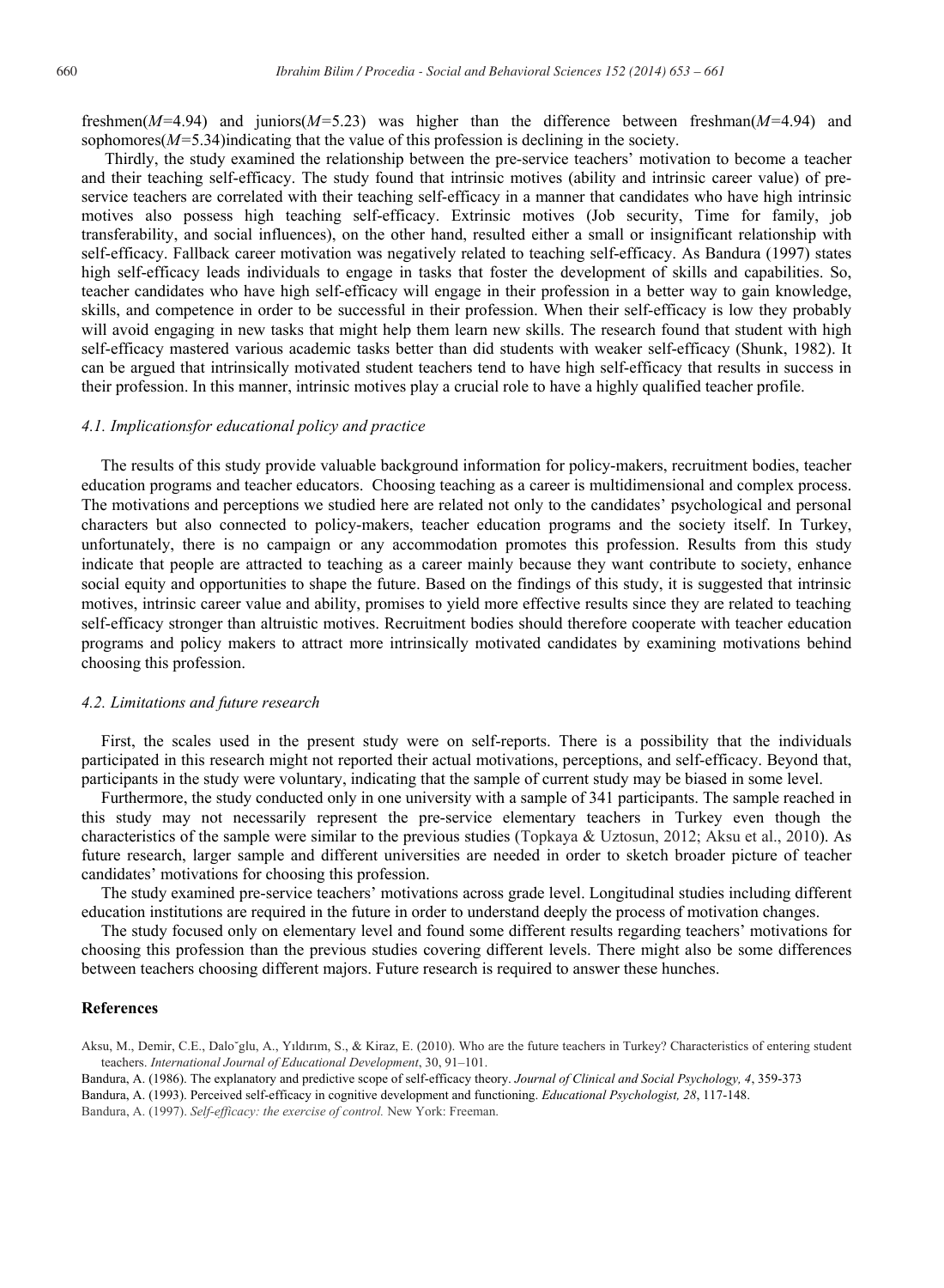freshmen($M$=4.94) and juniors($M$=5.23) was higher than the difference between freshman($M$=4.94) and sophomores($M$=5.34)indicating that the value of this profession is declining in the society.

Thirdly, the study examined the relationship between the pre-service teachers' motivation to become a teacher and their teaching self-efficacy. The study found that intrinsic motives (ability and intrinsic career value) of pre-service teachers are correlated with their teaching self-efficacy in a manner that candidates who have high intrinsic motives also possess high teaching self-efficacy. Extrinsic motives (Job security, Time for family, job transferability, and social influences), on the other hand, resulted either a small or insignificant relationship with self-efficacy. Fallback career motivation was negatively related to teaching self-efficacy. As Bandura (1997) states high self-efficacy leads individuals to engage in tasks that foster the development of skills and capabilities. So, teacher candidates who have high self-efficacy will engage in their profession in a better way to gain knowledge, skills, and competence in order to be successful in their profession. When their self-efficacy is low they probably will avoid engaging in new tasks that might help them learn new skills. The research found that student with high self-efficacy mastered various academic tasks better than did students with weaker self-efficacy (Shunk, 1982). It can be argued that intrinsically motivated student teachers tend to have high self-efficacy that results in success in their profession. In this manner, intrinsic motives play a crucial role to have a highly qualified teacher profile.

### *4.1. Implicationsfor educational policy and practice*

The results of this study provide valuable background information for policy-makers, recruitment bodies, teacher education programs and teacher educators. Choosing teaching as a career is multidimensional and complex process. The motivations and perceptions we studied here are related not only to the candidates' psychological and personal characters but also connected to policy-makers, teacher education programs and the society itself. In Turkey, unfortunately, there is no campaign or any accommodation promotes this profession. Results from this study indicate that people are attracted to teaching as a career mainly because they want contribute to society, enhance social equity and opportunities to shape the future. Based on the findings of this study, it is suggested that intrinsic motives, intrinsic career value and ability, promises to yield more effective results since they are related to teaching self-efficacy stronger than altruistic motives. Recruitment bodies should therefore cooperate with teacher education programs and policy makers to attract more intrinsically motivated candidates by examining motivations behind choosing this profession.

### *4.2. Limitations and future research*

First, the scales used in the present study were on self-reports. There is a possibility that the individuals participated in this research might not reported their actual motivations, perceptions, and self-efficacy. Beyond that, participants in the study were voluntary, indicating that the sample of current study may be biased in some level.

Furthermore, the study conducted only in one university with a sample of 341 participants. The sample reached in this study may not necessarily represent the pre-service elementary teachers in Turkey even though the characteristics of the sample were similar to the previous studies (Topkaya & Uztosun, 2012; Aksu et al., 2010). As future research, larger sample and different universities are needed in order to sketch broader picture of teacher candidates' motivations for choosing this profession.

The study examined pre-service teachers' motivations across grade level. Longitudinal studies including different education institutions are required in the future in order to understand deeply the process of motivation changes.

The study focused only on elementary level and found some different results regarding teachers' motivations for choosing this profession than the previous studies covering different levels. There might also be some differences between teachers choosing different majors. Future research is required to answer these hunches.

## References

Aksu, M., Demir, C.E., Dalo˘glu, A., Yıldırım, S., & Kiraz, E. (2010). Who are the future teachers in Turkey? Characteristics of entering student teachers. *International Journal of Educational Development*, 30, 91–101.

Bandura, A. (1986). The explanatory and predictive scope of self-efficacy theory. *Journal of Clinical and Social Psychology, 4*, 359-373

Bandura, A. (1993). Perceived self-efficacy in cognitive development and functioning. *Educational Psychologist, 28*, 117-148.

Bandura, A. (1997). *Self-efficacy: the exercise of control.* New York: Freeman.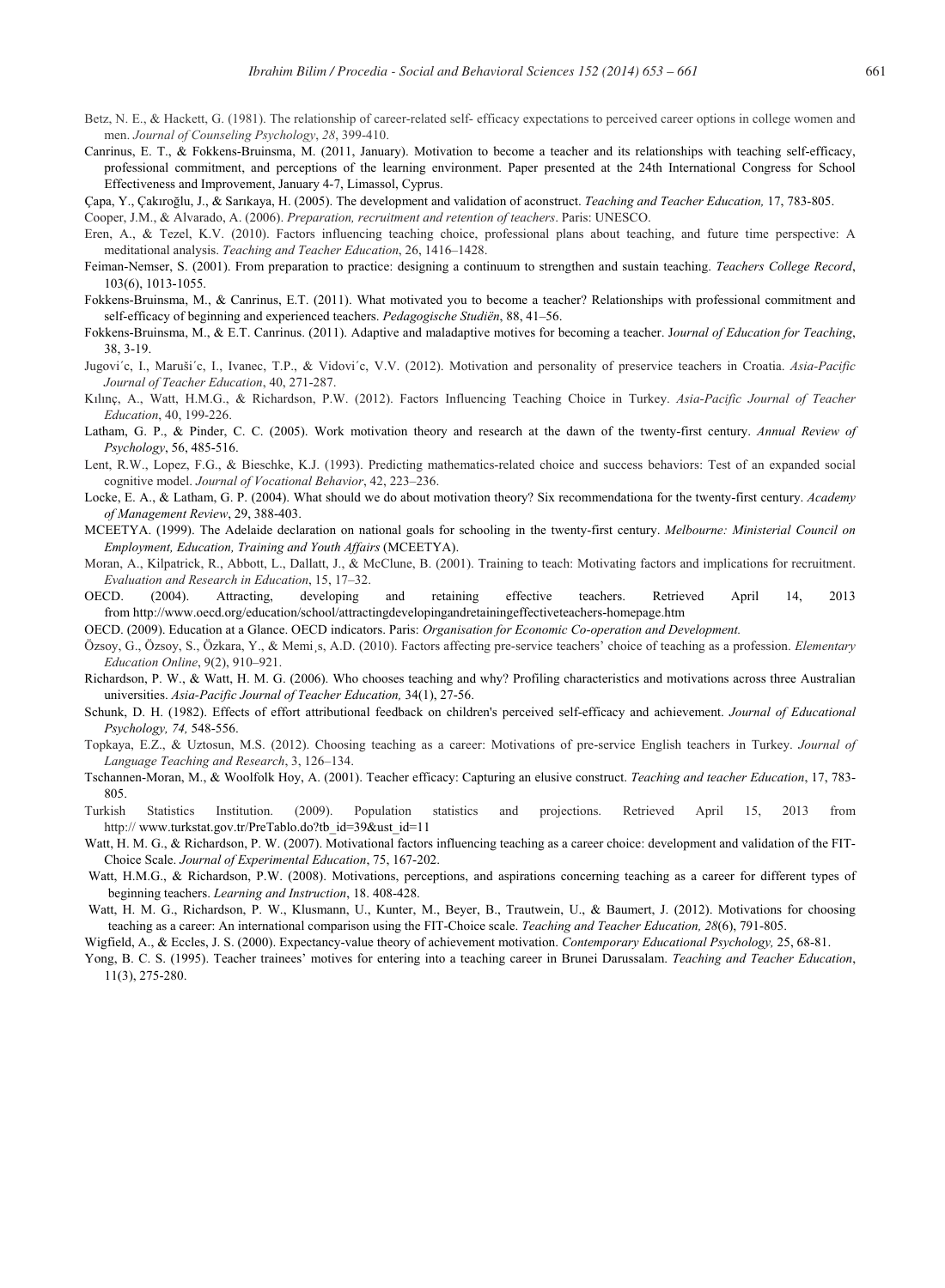Betz, N. E., & Hackett, G. (1981). The relationship of career-related self- efficacy expectations to perceived career options in college women and men. *Journal of Counseling Psychology*, *28*, 399-410.

Canrinus, E. T., & Fokkens-Bruinsma, M. (2011, January). Motivation to become a teacher and its relationships with teaching self-efficacy, professional commitment, and perceptions of the learning environment. Paper presented at the 24th International Congress for School Effectiveness and Improvement, January 4-7, Limassol, Cyprus.

Çapa, Y., Çakıroğlu, J., & Sarıkaya, H. (2005). The development and validation of aconstruct. *Teaching and Teacher Education,* 17, 783-805.

Cooper, J.M., & Alvarado, A. (2006). *Preparation, recruitment and retention of teachers*. Paris: UNESCO.

Eren, A., & Tezel, K.V. (2010). Factors influencing teaching choice, professional plans about teaching, and future time perspective: A meditational analysis. *Teaching and Teacher Education*, 26, 1416–1428.

Feiman-Nemser, S. (2001). From preparation to practice: designing a continuum to strengthen and sustain teaching. *Teachers College Record*, 103(6), 1013-1055.

Fokkens-Bruinsma, M., & Canrinus, E.T. (2011). What motivated you to become a teacher? Relationships with professional commitment and self-efficacy of beginning and experienced teachers. *Pedagogische Studiën*, 88, 41–56.

Fokkens-Bruinsma, M., & E.T. Canrinus. (2011). Adaptive and maladaptive motives for becoming a teacher. J*ournal of Education for Teaching*, 38, 3-19.

Jugovi´c, I., Maruši´c, I., Ivanec, T.P., & Vidovi´c, V.V. (2012). Motivation and personality of preservice teachers in Croatia. *Asia-Pacific Journal of Teacher Education*, 40, 271-287.

Kılınç, A., Watt, H.M.G., & Richardson, P.W. (2012). Factors Influencing Teaching Choice in Turkey. *Asia-Pacific Journal of Teacher Education*, 40, 199-226.

Latham, G. P., & Pinder, C. C. (2005). Work motivation theory and research at the dawn of the twenty-first century. *Annual Review of Psychology*, 56, 485-516.

Lent, R.W., Lopez, F.G., & Bieschke, K.J. (1993). Predicting mathematics-related choice and success behaviors: Test of an expanded social cognitive model. *Journal of Vocational Behavior*, 42, 223–236.

Locke, E. A., & Latham, G. P. (2004). What should we do about motivation theory? Six recommendationa for the twenty-first century. *Academy of Management Review*, 29, 388-403.

MCEETYA. (1999). The Adelaide declaration on national goals for schooling in the twenty-first century. *Melbourne: Ministerial Council on Employment, Education, Training and Youth Affairs* (MCEETYA).

Moran, A., Kilpatrick, R., Abbott, L., Dallatt, J., & McClune, B. (2001). Training to teach: Motivating factors and implications for recruitment. *Evaluation and Research in Education*, 15, 17–32.

OECD. (2004). Attracting, developing and retaining effective teachers. Retrieved April 14, 2013 from http://www.oecd.org/education/school/attractingdevelopingandretainingeffectiveteachers-homepage.htm

OECD. (2009). Education at a Glance. OECD indicators. Paris: *Organisation for Economic Co-operation and Development.*

Özsoy, G., Özsoy, S., Özkara, Y., & Memi¸s, A.D. (2010). Factors affecting pre-service teachers' choice of teaching as a profession. *Elementary Education Online*, 9(2), 910–921.

Richardson, P. W., & Watt, H. M. G. (2006). Who chooses teaching and why? Profiling characteristics and motivations across three Australian universities. *Asia-Pacific Journal of Teacher Education,* 34(1), 27-56.

Schunk, D. H. (1982). Effects of effort attributional feedback on children's perceived self-efficacy and achievement. *Journal of Educational Psychology, 74,* 548-556.

Topkaya, E.Z., & Uztosun, M.S. (2012). Choosing teaching as a career: Motivations of pre-service English teachers in Turkey. *Journal of Language Teaching and Research*, 3, 126–134.

Tschannen-Moran, M., & Woolfolk Hoy, A. (2001). Teacher efficacy: Capturing an elusive construct. *Teaching and teacher Education*, 17, 783-805.

Turkish Statistics Institution. (2009). Population statistics and projections. Retrieved April 15, 2013 from http:// www.turkstat.gov.tr/PreTablo.do?tb_id=39&ust_id=11

Watt, H. M. G., & Richardson, P. W. (2007). Motivational factors influencing teaching as a career choice: development and validation of the FIT-Choice Scale. *Journal of Experimental Education*, 75, 167-202.

Watt, H.M.G., & Richardson, P.W. (2008). Motivations, perceptions, and aspirations concerning teaching as a career for different types of beginning teachers. *Learning and Instruction*, 18. 408-428.

Watt, H. M. G., Richardson, P. W., Klusmann, U., Kunter, M., Beyer, B., Trautwein, U., & Baumert, J. (2012). Motivations for choosing teaching as a career: An international comparison using the FIT-Choice scale. *Teaching and Teacher Education, 28*(6), 791-805.

Wigfield, A., & Eccles, J. S. (2000). Expectancy-value theory of achievement motivation. *Contemporary Educational Psychology,* 25, 68-81.

Yong, B. C. S. (1995). Teacher trainees' motives for entering into a teaching career in Brunei Darussalam. *Teaching and Teacher Education*, 11(3), 275-280.